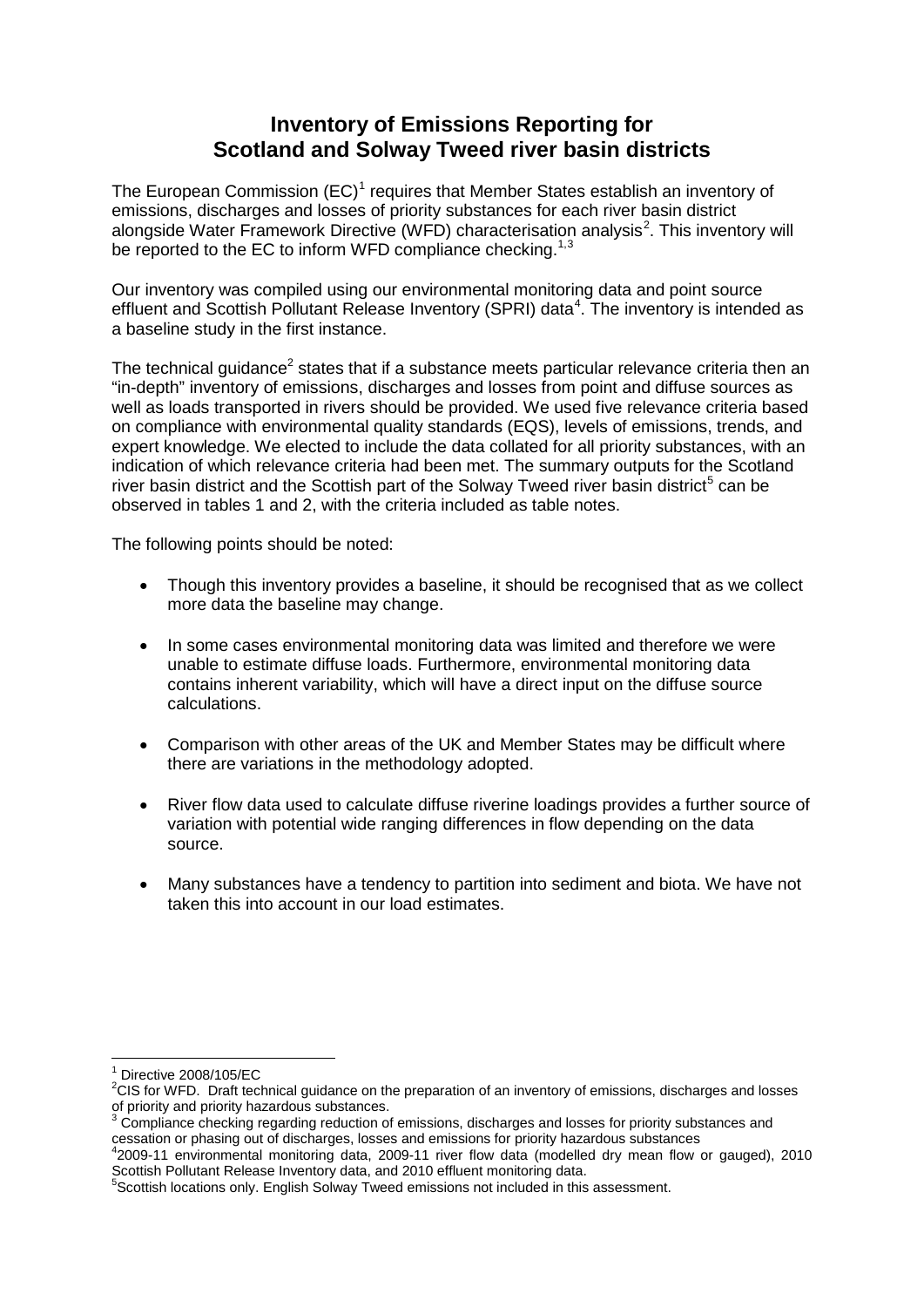# Inventory of Emissions Reporting for Scotland and Solway Tweed river basin districts

The European Commission (EC)[1] requires that Member States establish an inventory of emissions, discharges and losses of priority substances for each river basin district alongside Water Framework Directive (WFD) characterisation analysis[2]. This inventory will be reported to the EC to inform WFD compliance checking.[1,3]

Our inventory was compiled using our environmental monitoring data and point source effluent and Scottish Pollutant Release Inventory (SPRI) data[4]. The inventory is intended as a baseline study in the first instance.

The technical guidance[2] states that if a substance meets particular relevance criteria then an "in-depth" inventory of emissions, discharges and losses from point and diffuse sources as well as loads transported in rivers should be provided. We used five relevance criteria based on compliance with environmental quality standards (EQS), levels of emissions, trends, and expert knowledge. We elected to include the data collated for all priority substances, with an indication of which relevance criteria had been met. The summary outputs for the Scotland river basin district and the Scottish part of the Solway Tweed river basin district[5] can be observed in tables 1 and 2, with the criteria included as table notes.

The following points should be noted:

- Though this inventory provides a baseline, it should be recognised that as we collect more data the baseline may change.
- In some cases environmental monitoring data was limited and therefore we were unable to estimate diffuse loads. Furthermore, environmental monitoring data contains inherent variability, which will have a direct input on the diffuse source calculations.
- Comparison with other areas of the UK and Member States may be difficult where there are variations in the methodology adopted.
- River flow data used to calculate diffuse riverine loadings provides a further source of variation with potential wide ranging differences in flow depending on the data source.
- Many substances have a tendency to partition into sediment and biota. We have not taken this into account in our load estimates.

---

[1] Directive 2008/105/EC

[2] CIS for WFD. Draft technical guidance on the preparation of an inventory of emissions, discharges and losses of priority and priority hazardous substances.

[3] Compliance checking regarding reduction of emissions, discharges and losses for priority substances and cessation or phasing out of discharges, losses and emissions for priority hazardous substances

[4] 2009-11 environmental monitoring data, 2009-11 river flow data (modelled dry mean flow or gauged), 2010 Scottish Pollutant Release Inventory data, and 2010 effluent monitoring data.

[5] Scottish locations only. English Solway Tweed emissions not included in this assessment.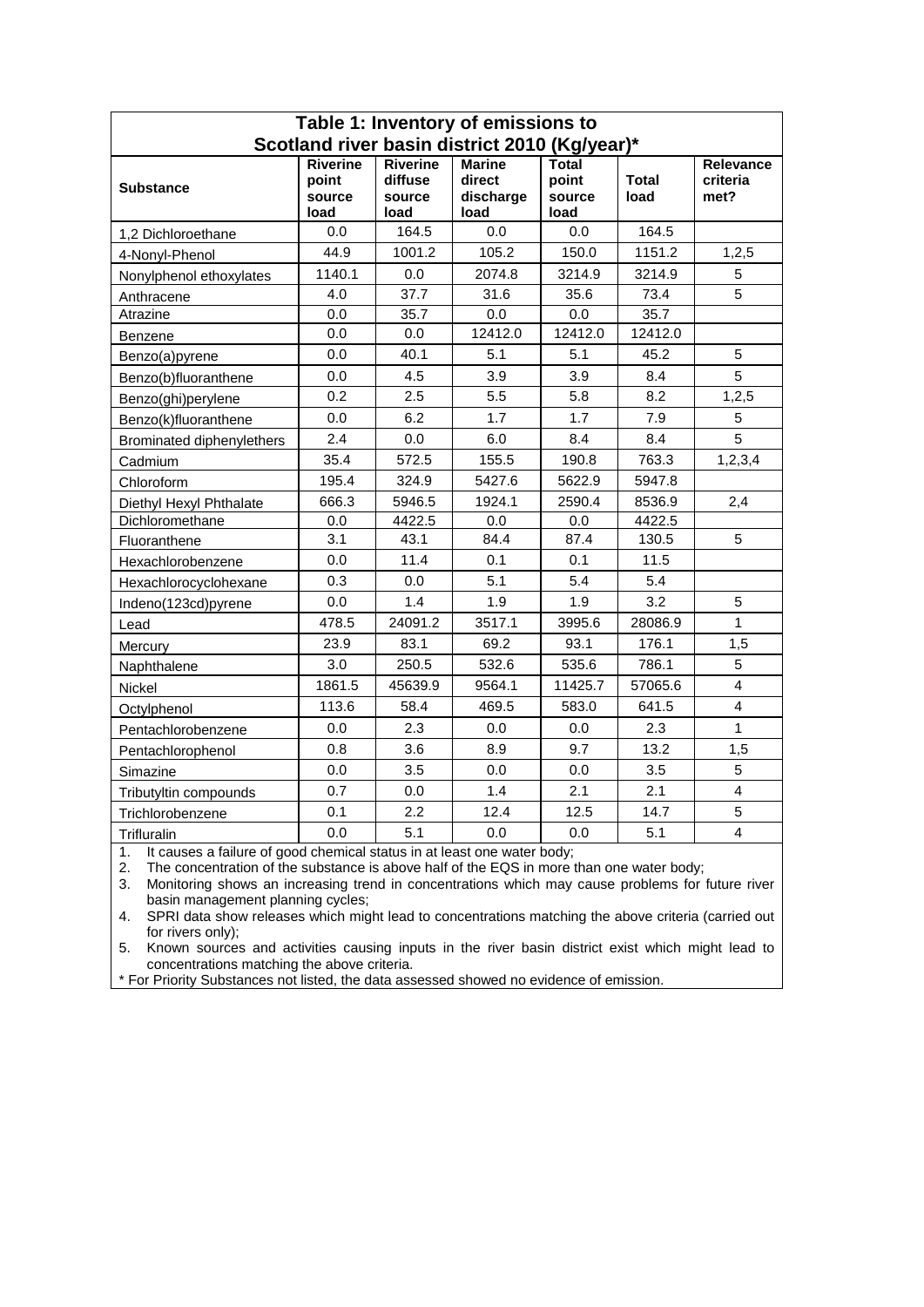| Table 1: Inventory of emissions to Scotland river basin district 2010 (Kg/year)* | | | | | | |
|---|---|---|---|---|---|---|
| **Substance** | **Riverine point source load** | **Riverine diffuse source load** | **Marine direct discharge load** | **Total point source load** | **Total load** | **Relevance criteria met?** |
| 1,2 Dichloroethane | 0.0 | 164.5 | 0.0 | 0.0 | 164.5 | |
| 4-Nonyl-Phenol | 44.9 | 1001.2 | 105.2 | 150.0 | 1151.2 | 1,2,5 |
| Nonylphenol ethoxylates | 1140.1 | 0.0 | 2074.8 | 3214.9 | 3214.9 | 5 |
| Anthracene | 4.0 | 37.7 | 31.6 | 35.6 | 73.4 | 5 |
| Atrazine | 0.0 | 35.7 | 0.0 | 0.0 | 35.7 | |
| Benzene | 0.0 | 0.0 | 12412.0 | 12412.0 | 12412.0 | |
| Benzo(a)pyrene | 0.0 | 40.1 | 5.1 | 5.1 | 45.2 | 5 |
| Benzo(b)fluoranthene | 0.0 | 4.5 | 3.9 | 3.9 | 8.4 | 5 |
| Benzo(ghi)perylene | 0.2 | 2.5 | 5.5 | 5.8 | 8.2 | 1,2,5 |
| Benzo(k)fluoranthene | 0.0 | 6.2 | 1.7 | 1.7 | 7.9 | 5 |
| Brominated diphenylethers | 2.4 | 0.0 | 6.0 | 8.4 | 8.4 | 5 |
| Cadmium | 35.4 | 572.5 | 155.5 | 190.8 | 763.3 | 1,2,3,4 |
| Chloroform | 195.4 | 324.9 | 5427.6 | 5622.9 | 5947.8 | |
| Diethyl Hexyl Phthalate | 666.3 | 5946.5 | 1924.1 | 2590.4 | 8536.9 | 2,4 |
| Dichloromethane | 0.0 | 4422.5 | 0.0 | 0.0 | 4422.5 | |
| Fluoranthene | 3.1 | 43.1 | 84.4 | 87.4 | 130.5 | 5 |
| Hexachlorobenzene | 0.0 | 11.4 | 0.1 | 0.1 | 11.5 | |
| Hexachlorocyclohexane | 0.3 | 0.0 | 5.1 | 5.4 | 5.4 | |
| Indeno(123cd)pyrene | 0.0 | 1.4 | 1.9 | 1.9 | 3.2 | 5 |
| Lead | 478.5 | 24091.2 | 3517.1 | 3995.6 | 28086.9 | 1 |
| Mercury | 23.9 | 83.1 | 69.2 | 93.1 | 176.1 | 1,5 |
| Naphthalene | 3.0 | 250.5 | 532.6 | 535.6 | 786.1 | 5 |
| Nickel | 1861.5 | 45639.9 | 9564.1 | 11425.7 | 57065.6 | 4 |
| Octylphenol | 113.6 | 58.4 | 469.5 | 583.0 | 641.5 | 4 |
| Pentachlorobenzene | 0.0 | 2.3 | 0.0 | 0.0 | 2.3 | 1 |
| Pentachlorophenol | 0.8 | 3.6 | 8.9 | 9.7 | 13.2 | 1,5 |
| Simazine | 0.0 | 3.5 | 0.0 | 0.0 | 3.5 | 5 |
| Tributyltin compounds | 0.7 | 0.0 | 1.4 | 2.1 | 2.1 | 4 |
| Trichlorobenzene | 0.1 | 2.2 | 12.4 | 12.5 | 14.7 | 5 |
| Trifluralin | 0.0 | 5.1 | 0.0 | 0.0 | 5.1 | 4 |

1. It causes a failure of good chemical status in at least one water body;
2. The concentration of the substance is above half of the EQS in more than one water body;
3. Monitoring shows an increasing trend in concentrations which may cause problems for future river basin management planning cycles;
4. SPRI data show releases which might lead to concentrations matching the above criteria (carried out for rivers only);
5. Known sources and activities causing inputs in the river basin district exist which might lead to concentrations matching the above criteria.

* For Priority Substances not listed, the data assessed showed no evidence of emission.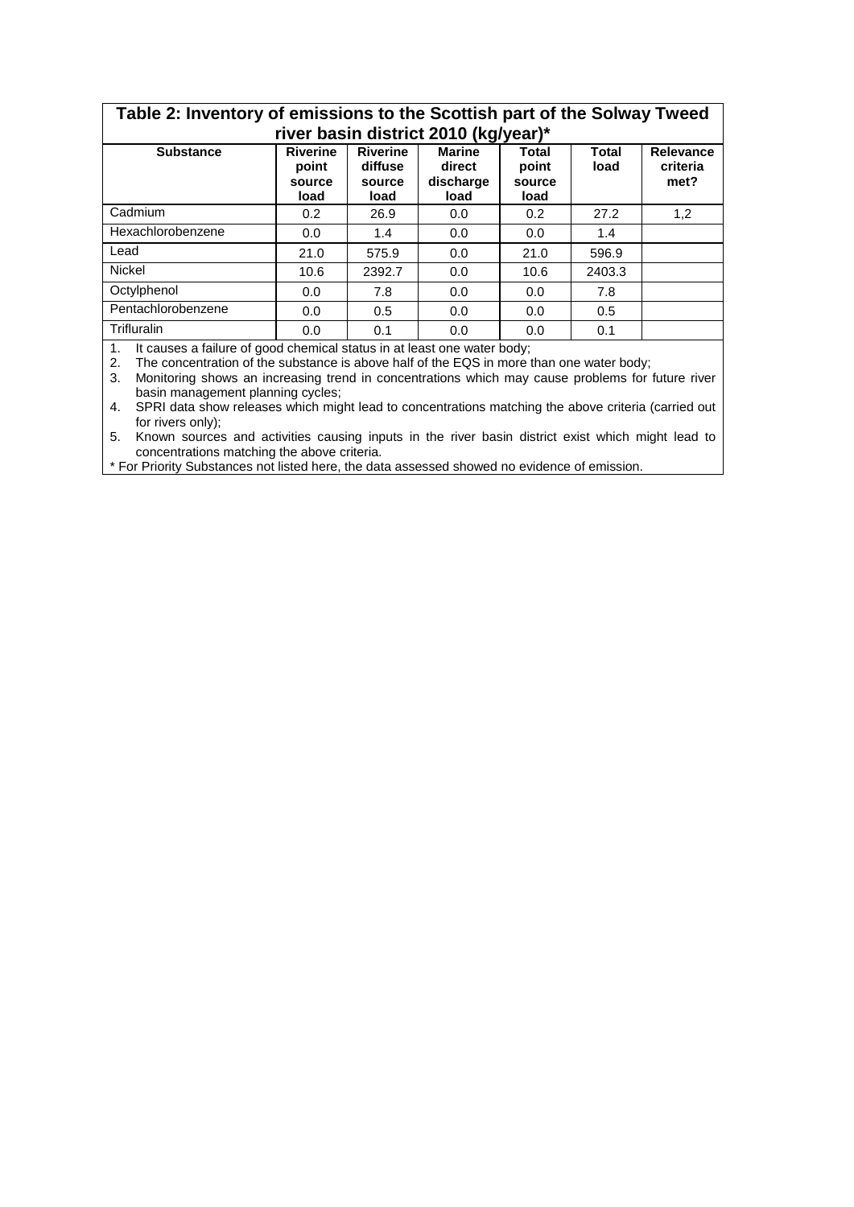**Table 2: Inventory of emissions to the Scottish part of the Solway Tweed river basin district 2010 (kg/year)***

| Substance | Riverine point source load | Riverine diffuse source load | Marine direct discharge load | Total point source load | Total load | Relevance criteria met? |
|---|---|---|---|---|---|---|
| Cadmium | 0.2 | 26.9 | 0.0 | 0.2 | 27.2 | 1,2 |
| Hexachlorobenzene | 0.0 | 1.4 | 0.0 | 0.0 | 1.4 | |
| Lead | 21.0 | 575.9 | 0.0 | 21.0 | 596.9 | |
| Nickel | 10.6 | 2392.7 | 0.0 | 10.6 | 2403.3 | |
| Octylphenol | 0.0 | 7.8 | 0.0 | 0.0 | 7.8 | |
| Pentachlorobenzene | 0.0 | 0.5 | 0.0 | 0.0 | 0.5 | |
| Trifluralin | 0.0 | 0.1 | 0.0 | 0.0 | 0.1 | |

1. It causes a failure of good chemical status in at least one water body;
2. The concentration of the substance is above half of the EQS in more than one water body;
3. Monitoring shows an increasing trend in concentrations which may cause problems for future river basin management planning cycles;
4. SPRI data show releases which might lead to concentrations matching the above criteria (carried out for rivers only);
5. Known sources and activities causing inputs in the river basin district exist which might lead to concentrations matching the above criteria.

* For Priority Substances not listed here, the data assessed showed no evidence of emission.